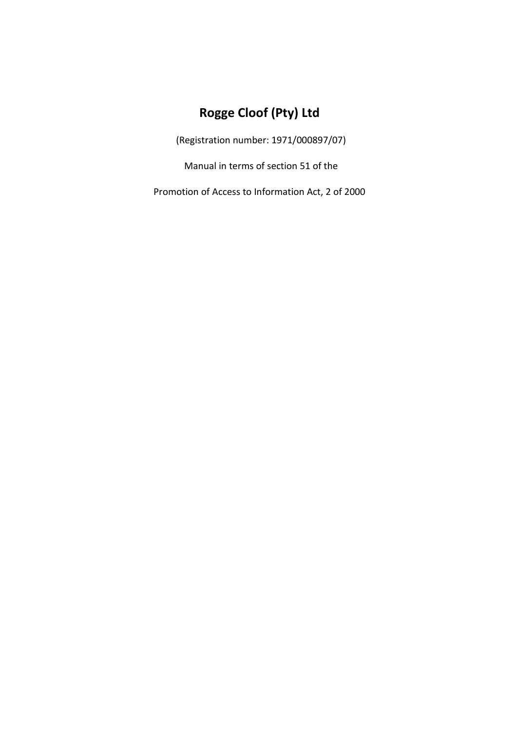# Rogge Cloof (Pty) Ltd

(Registration number: 1971/000897/07)

Manual in terms of section 51 of the

Promotion of Access to Information Act, 2 of 2000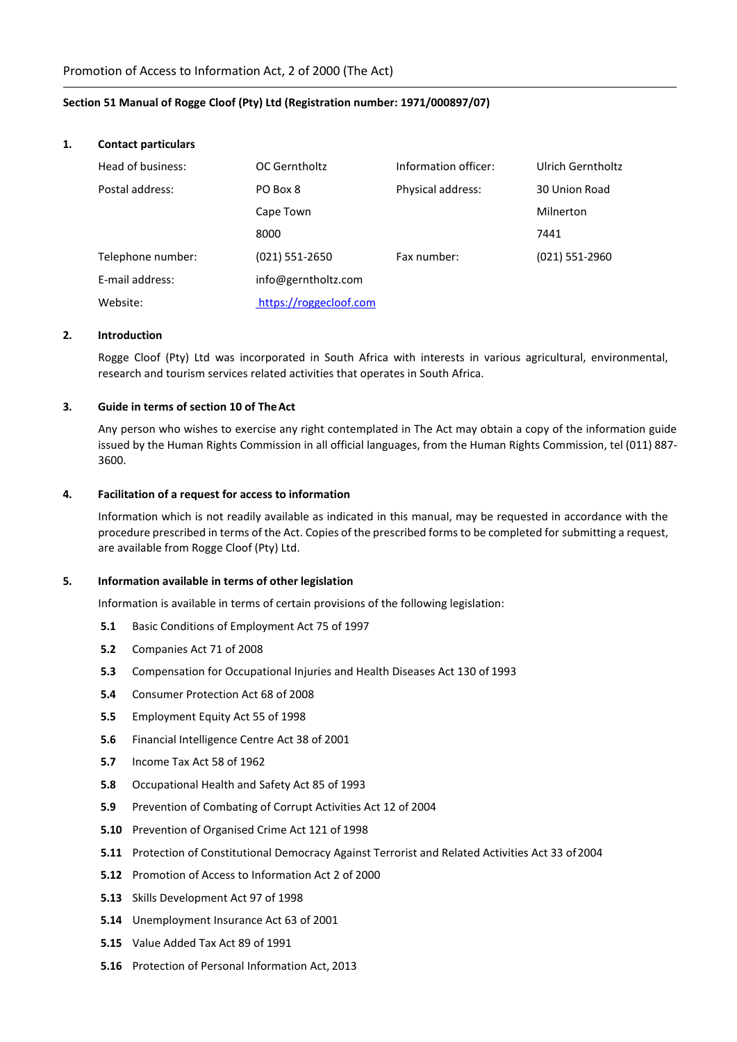Promotion of Access to Information Act, 2 of 2000 (The Act)

**Section 51 Manual of Rogge Cloof (Pty) Ltd (Registration number: 1971/000897/07)**

## 1. Contact particulars

| | | | |
|---|---|---|---|
| Head of business: | OC Gerntholtz | Information officer: | Ulrich Gerntholtz |
| Postal address: | PO Box 8 | Physical address: | 30 Union Road |
| | Cape Town | | Milnerton |
| | 8000 | | 7441 |
| Telephone number: | (021) 551-2650 | Fax number: | (021) 551-2960 |
| E-mail address: | info@gerntholtz.com | | |
| Website: | https://roggecloof.com | | |

## 2. Introduction

Rogge Cloof (Pty) Ltd was incorporated in South Africa with interests in various agricultural, environmental, research and tourism services related activities that operates in South Africa.

## 3. Guide in terms of section 10 of The Act

Any person who wishes to exercise any right contemplated in The Act may obtain a copy of the information guide issued by the Human Rights Commission in all official languages, from the Human Rights Commission, tel (011) 887-3600.

## 4. Facilitation of a request for access to information

Information which is not readily available as indicated in this manual, may be requested in accordance with the procedure prescribed in terms of the Act. Copies of the prescribed forms to be completed for submitting a request, are available from Rogge Cloof (Pty) Ltd.

## 5. Information available in terms of other legislation

Information is available in terms of certain provisions of the following legislation:

**5.1** Basic Conditions of Employment Act 75 of 1997

**5.2** Companies Act 71 of 2008

**5.3** Compensation for Occupational Injuries and Health Diseases Act 130 of 1993

**5.4** Consumer Protection Act 68 of 2008

**5.5** Employment Equity Act 55 of 1998

**5.6** Financial Intelligence Centre Act 38 of 2001

**5.7** Income Tax Act 58 of 1962

**5.8** Occupational Health and Safety Act 85 of 1993

**5.9** Prevention of Combating of Corrupt Activities Act 12 of 2004

**5.10** Prevention of Organised Crime Act 121 of 1998

**5.11** Protection of Constitutional Democracy Against Terrorist and Related Activities Act 33 of 2004

**5.12** Promotion of Access to Information Act 2 of 2000

**5.13** Skills Development Act 97 of 1998

**5.14** Unemployment Insurance Act 63 of 2001

**5.15** Value Added Tax Act 89 of 1991

**5.16** Protection of Personal Information Act, 2013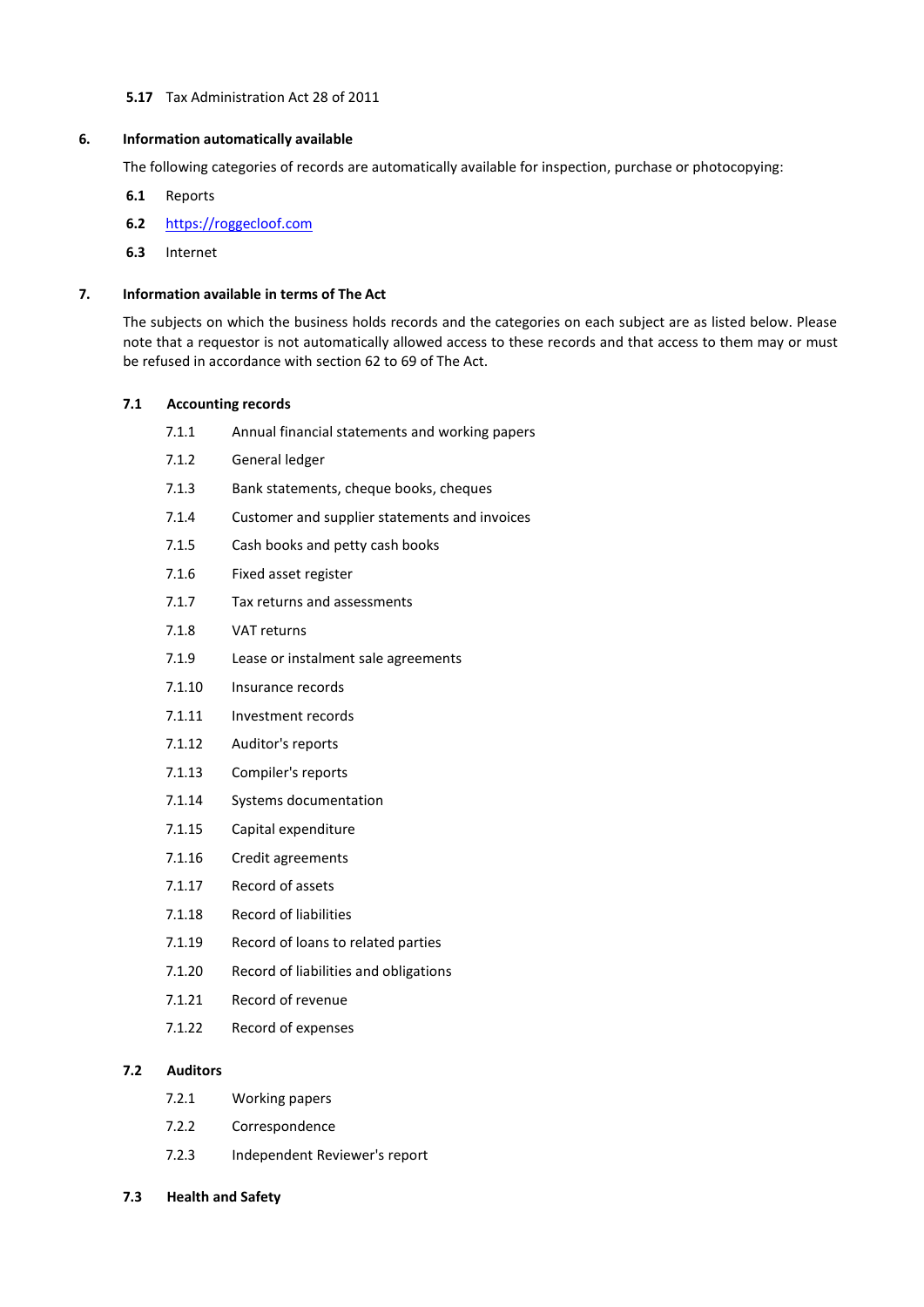**5.17** Tax Administration Act 28 of 2011

## 6. Information automatically available

The following categories of records are automatically available for inspection, purchase or photocopying:

**6.1** Reports

**6.2** [https://roggecloof.com](https://roggecloof.com)

**6.3** Internet

## 7. Information available in terms of The Act

The subjects on which the business holds records and the categories on each subject are as listed below. Please note that a requestor is not automatically allowed access to these records and that access to them may or must be refused in accordance with section 62 to 69 of The Act.

### 7.1 Accounting records

7.1.1 Annual financial statements and working papers

7.1.2 General ledger

7.1.3 Bank statements, cheque books, cheques

7.1.4 Customer and supplier statements and invoices

7.1.5 Cash books and petty cash books

7.1.6 Fixed asset register

7.1.7 Tax returns and assessments

7.1.8 VAT returns

7.1.9 Lease or instalment sale agreements

7.1.10 Insurance records

7.1.11 Investment records

7.1.12 Auditor's reports

7.1.13 Compiler's reports

7.1.14 Systems documentation

7.1.15 Capital expenditure

7.1.16 Credit agreements

7.1.17 Record of assets

7.1.18 Record of liabilities

7.1.19 Record of loans to related parties

7.1.20 Record of liabilities and obligations

7.1.21 Record of revenue

7.1.22 Record of expenses

### 7.2 Auditors

7.2.1 Working papers

7.2.2 Correspondence

7.2.3 Independent Reviewer's report

### 7.3 Health and Safety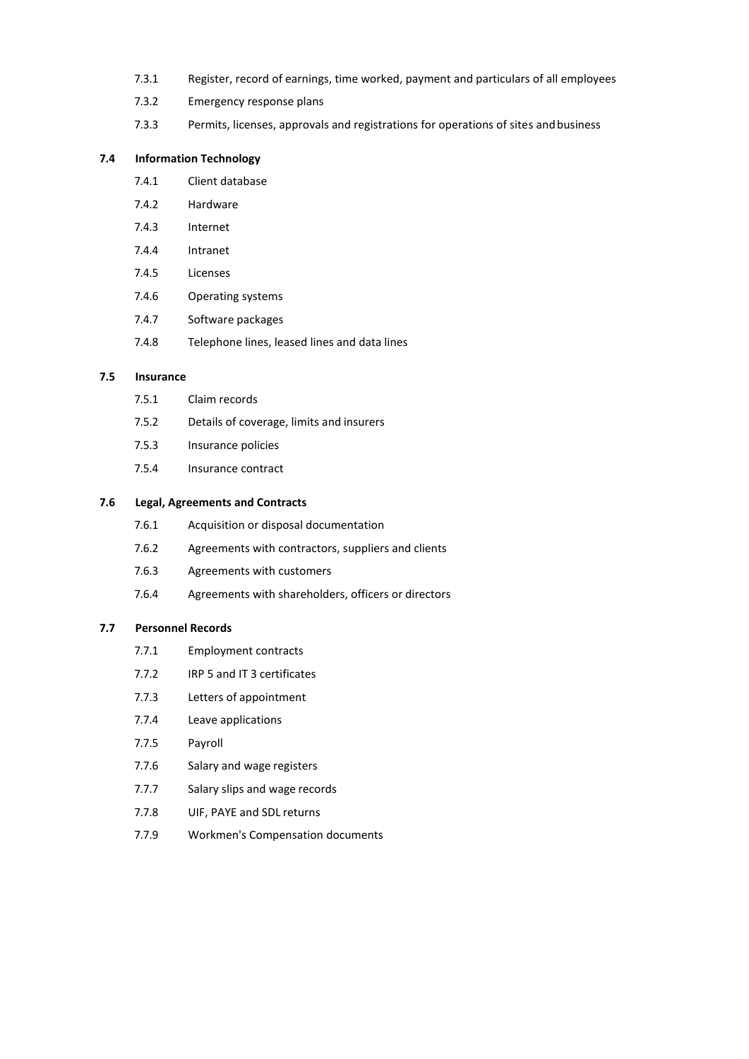7.3.1 Register, record of earnings, time worked, payment and particulars of all employees

7.3.2 Emergency response plans

7.3.3 Permits, licenses, approvals and registrations for operations of sites and business

### 7.4 Information Technology

7.4.1 Client database

7.4.2 Hardware

7.4.3 Internet

7.4.4 Intranet

7.4.5 Licenses

7.4.6 Operating systems

7.4.7 Software packages

7.4.8 Telephone lines, leased lines and data lines

### 7.5 Insurance

7.5.1 Claim records

7.5.2 Details of coverage, limits and insurers

7.5.3 Insurance policies

7.5.4 Insurance contract

### 7.6 Legal, Agreements and Contracts

7.6.1 Acquisition or disposal documentation

7.6.2 Agreements with contractors, suppliers and clients

7.6.3 Agreements with customers

7.6.4 Agreements with shareholders, officers or directors

### 7.7 Personnel Records

7.7.1 Employment contracts

7.7.2 IRP 5 and IT 3 certificates

7.7.3 Letters of appointment

7.7.4 Leave applications

7.7.5 Payroll

7.7.6 Salary and wage registers

7.7.7 Salary slips and wage records

7.7.8 UIF, PAYE and SDL returns

7.7.9 Workmen's Compensation documents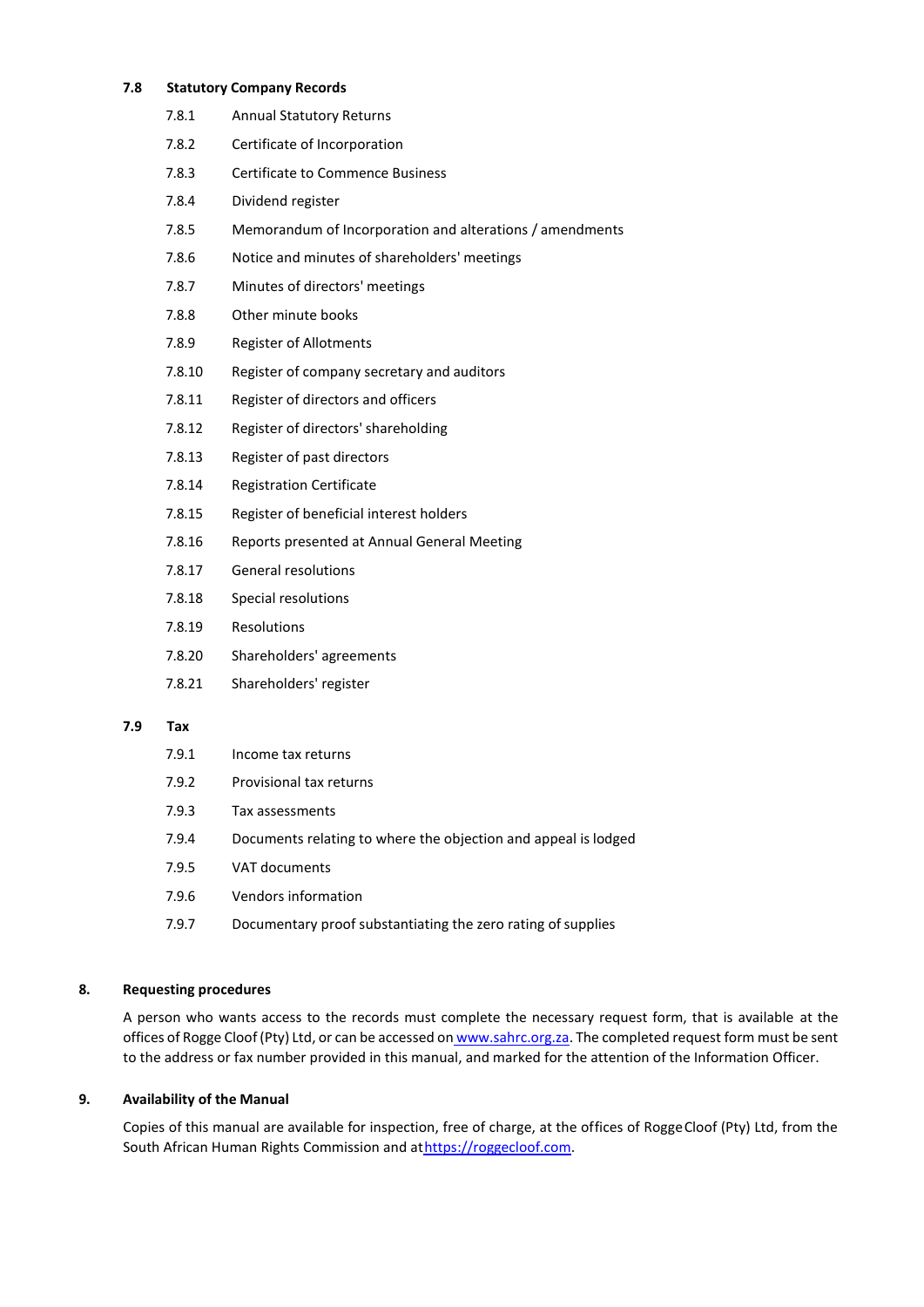### 7.8 Statutory Company Records

- 7.8.1 Annual Statutory Returns
- 7.8.2 Certificate of Incorporation
- 7.8.3 Certificate to Commence Business
- 7.8.4 Dividend register
- 7.8.5 Memorandum of Incorporation and alterations / amendments
- 7.8.6 Notice and minutes of shareholders' meetings
- 7.8.7 Minutes of directors' meetings
- 7.8.8 Other minute books
- 7.8.9 Register of Allotments
- 7.8.10 Register of company secretary and auditors
- 7.8.11 Register of directors and officers
- 7.8.12 Register of directors' shareholding
- 7.8.13 Register of past directors
- 7.8.14 Registration Certificate
- 7.8.15 Register of beneficial interest holders
- 7.8.16 Reports presented at Annual General Meeting
- 7.8.17 General resolutions
- 7.8.18 Special resolutions
- 7.8.19 Resolutions
- 7.8.20 Shareholders' agreements
- 7.8.21 Shareholders' register

### 7.9 Tax

- 7.9.1 Income tax returns
- 7.9.2 Provisional tax returns
- 7.9.3 Tax assessments
- 7.9.4 Documents relating to where the objection and appeal is lodged
- 7.9.5 VAT documents
- 7.9.6 Vendors information
- 7.9.7 Documentary proof substantiating the zero rating of supplies

## 8. Requesting procedures

A person who wants access to the records must complete the necessary request form, that is available at the offices of Rogge Cloof (Pty) Ltd, or can be accessed on www.sahrc.org.za. The completed request form must be sent to the address or fax number provided in this manual, and marked for the attention of the Information Officer.

## 9. Availability of the Manual

Copies of this manual are available for inspection, free of charge, at the offices of Rogge Cloof (Pty) Ltd, from the South African Human Rights Commission and at https://roggecloof.com.